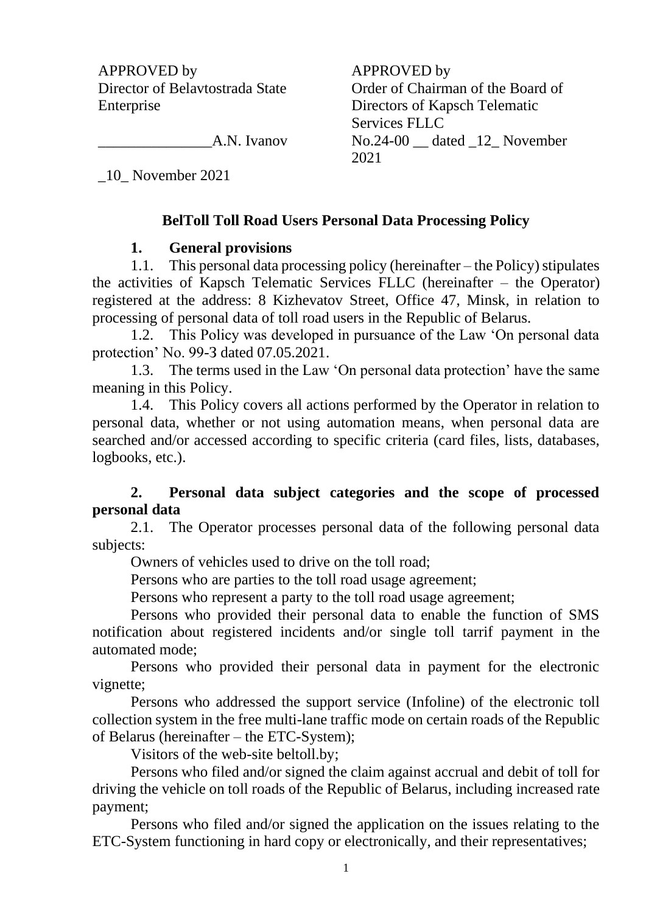APPROVED by
Director of Belavtostrada State Enterprise

_______________A.N. Ivanov

_10_ November 2021

APPROVED by
Order of Chairman of the Board of Directors of Kapsch Telematic Services FLLC
No.24-00 __ dated _12_ November 2021

## BelToll Toll Road Users Personal Data Processing Policy

### 1. General provisions

1.1. This personal data processing policy (hereinafter – the Policy) stipulates the activities of Kapsch Telematic Services FLLC (hereinafter – the Operator) registered at the address: 8 Kizhevatov Street, Office 47, Minsk, in relation to processing of personal data of toll road users in the Republic of Belarus.

1.2. This Policy was developed in pursuance of the Law 'On personal data protection' No. 99-3 dated 07.05.2021.

1.3. The terms used in the Law 'On personal data protection' have the same meaning in this Policy.

1.4. This Policy covers all actions performed by the Operator in relation to personal data, whether or not using automation means, when personal data are searched and/or accessed according to specific criteria (card files, lists, databases, logbooks, etc.).

### 2. Personal data subject categories and the scope of processed personal data

2.1. The Operator processes personal data of the following personal data subjects:

Owners of vehicles used to drive on the toll road;

Persons who are parties to the toll road usage agreement;

Persons who represent a party to the toll road usage agreement;

Persons who provided their personal data to enable the function of SMS notification about registered incidents and/or single toll tarrif payment in the automated mode;

Persons who provided their personal data in payment for the electronic vignette;

Persons who addressed the support service (Infoline) of the electronic toll collection system in the free multi-lane traffic mode on certain roads of the Republic of Belarus (hereinafter – the ETC-System);

Visitors of the web-site beltoll.by;

Persons who filed and/or signed the claim against accrual and debit of toll for driving the vehicle on toll roads of the Republic of Belarus, including increased rate payment;

Persons who filed and/or signed the application on the issues relating to the ETC-System functioning in hard copy or electronically, and their representatives;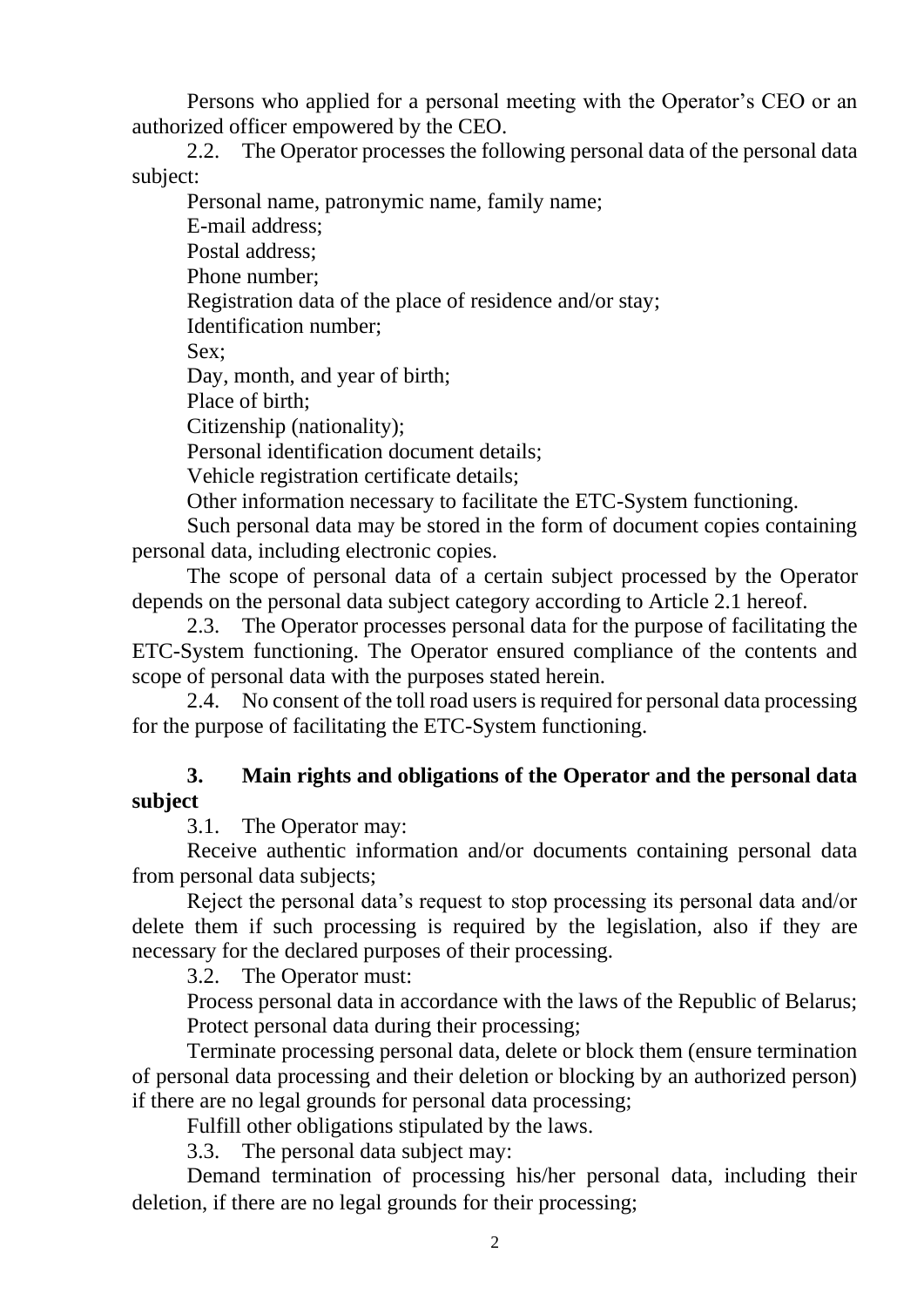Persons who applied for a personal meeting with the Operator's CEO or an authorized officer empowered by the CEO.

2.2. The Operator processes the following personal data of the personal data subject:

Personal name, patronymic name, family name;

E-mail address;

Postal address;

Phone number;

Registration data of the place of residence and/or stay;

Identification number;

Sex;

Day, month, and year of birth;

Place of birth;

Citizenship (nationality);

Personal identification document details;

Vehicle registration certificate details;

Other information necessary to facilitate the ETC-System functioning.

Such personal data may be stored in the form of document copies containing personal data, including electronic copies.

The scope of personal data of a certain subject processed by the Operator depends on the personal data subject category according to Article 2.1 hereof.

2.3. The Operator processes personal data for the purpose of facilitating the ETC-System functioning. The Operator ensured compliance of the contents and scope of personal data with the purposes stated herein.

2.4. No consent of the toll road users is required for personal data processing for the purpose of facilitating the ETC-System functioning.

## 3. Main rights and obligations of the Operator and the personal data subject

3.1. The Operator may:

Receive authentic information and/or documents containing personal data from personal data subjects;

Reject the personal data's request to stop processing its personal data and/or delete them if such processing is required by the legislation, also if they are necessary for the declared purposes of their processing.

3.2. The Operator must:

Process personal data in accordance with the laws of the Republic of Belarus;

Protect personal data during their processing;

Terminate processing personal data, delete or block them (ensure termination of personal data processing and their deletion or blocking by an authorized person) if there are no legal grounds for personal data processing;

Fulfill other obligations stipulated by the laws.

3.3. The personal data subject may:

Demand termination of processing his/her personal data, including their deletion, if there are no legal grounds for their processing;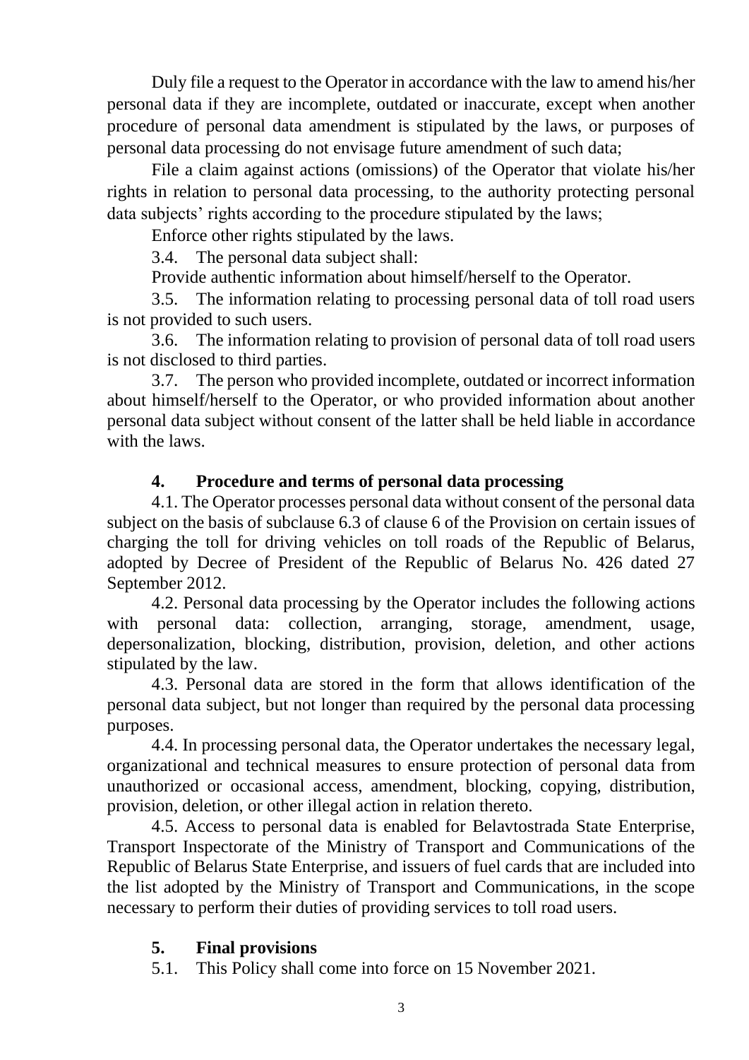Duly file a request to the Operator in accordance with the law to amend his/her personal data if they are incomplete, outdated or inaccurate, except when another procedure of personal data amendment is stipulated by the laws, or purposes of personal data processing do not envisage future amendment of such data;

File a claim against actions (omissions) of the Operator that violate his/her rights in relation to personal data processing, to the authority protecting personal data subjects' rights according to the procedure stipulated by the laws;

Enforce other rights stipulated by the laws.

3.4. The personal data subject shall:

Provide authentic information about himself/herself to the Operator.

3.5. The information relating to processing personal data of toll road users is not provided to such users.

3.6. The information relating to provision of personal data of toll road users is not disclosed to third parties.

3.7. The person who provided incomplete, outdated or incorrect information about himself/herself to the Operator, or who provided information about another personal data subject without consent of the latter shall be held liable in accordance with the laws.

## 4. Procedure and terms of personal data processing

4.1. The Operator processes personal data without consent of the personal data subject on the basis of subclause 6.3 of clause 6 of the Provision on certain issues of charging the toll for driving vehicles on toll roads of the Republic of Belarus, adopted by Decree of President of the Republic of Belarus No. 426 dated 27 September 2012.

4.2. Personal data processing by the Operator includes the following actions with personal data: collection, arranging, storage, amendment, usage, depersonalization, blocking, distribution, provision, deletion, and other actions stipulated by the law.

4.3. Personal data are stored in the form that allows identification of the personal data subject, but not longer than required by the personal data processing purposes.

4.4. In processing personal data, the Operator undertakes the necessary legal, organizational and technical measures to ensure protection of personal data from unauthorized or occasional access, amendment, blocking, copying, distribution, provision, deletion, or other illegal action in relation thereto.

4.5. Access to personal data is enabled for Belavtostrada State Enterprise, Transport Inspectorate of the Ministry of Transport and Communications of the Republic of Belarus State Enterprise, and issuers of fuel cards that are included into the list adopted by the Ministry of Transport and Communications, in the scope necessary to perform their duties of providing services to toll road users.

## 5. Final provisions

5.1. This Policy shall come into force on 15 November 2021.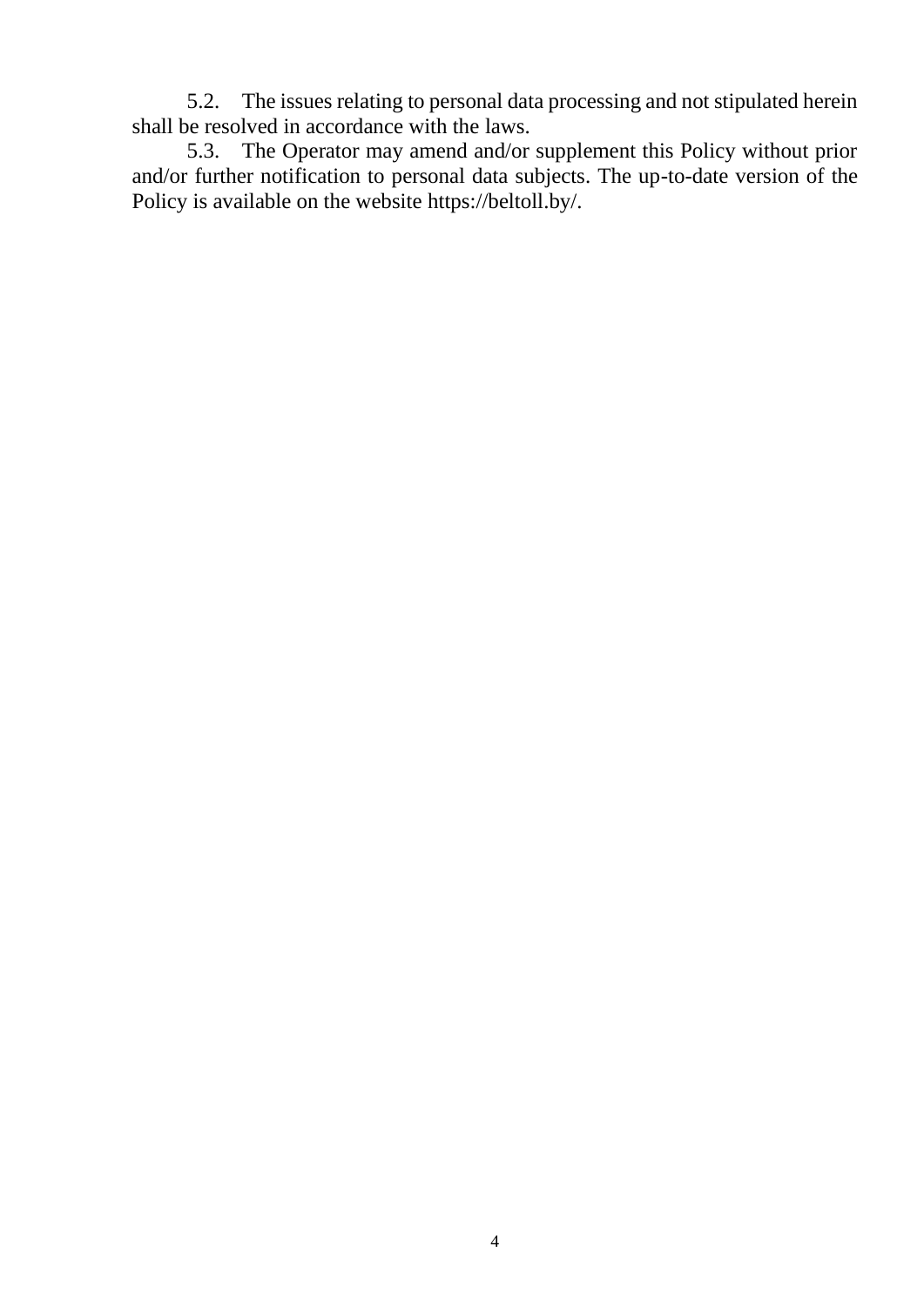5.2. The issues relating to personal data processing and not stipulated herein shall be resolved in accordance with the laws.

5.3. The Operator may amend and/or supplement this Policy without prior and/or further notification to personal data subjects. The up-to-date version of the Policy is available on the website https://beltoll.by/.